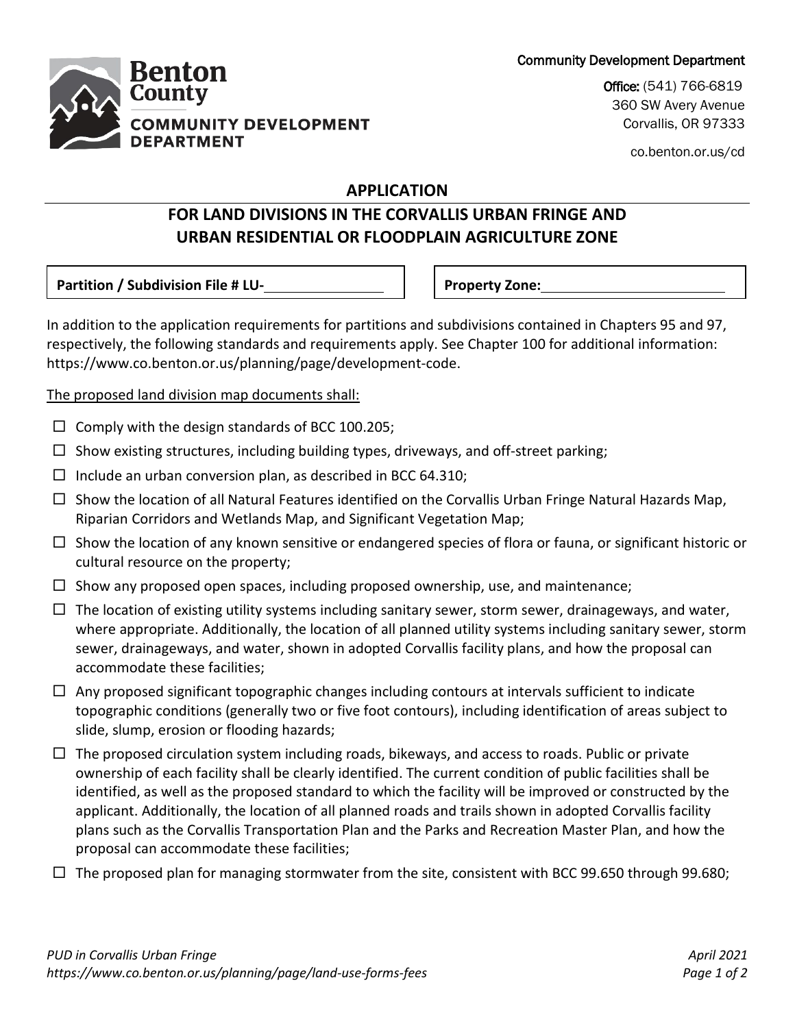**Benton County**
**COMMUNITY DEVELOPMENT DEPARTMENT**

Community Development Department

**Office:** (541) 766-6819
360 SW Avery Avenue
Corvallis, OR 97333

co.benton.or.us/cd

## APPLICATION

## FOR LAND DIVISIONS IN THE CORVALLIS URBAN FRINGE AND URBAN RESIDENTIAL OR FLOODPLAIN AGRICULTURE ZONE

**Partition / Subdivision File # LU-**\_\_\_\_\_\_\_\_\_\_\_\_\_\_\_

**Property Zone:**\_\_\_\_\_\_\_\_\_\_\_\_\_\_\_\_\_\_\_\_

In addition to the application requirements for partitions and subdivisions contained in Chapters 95 and 97, respectively, the following standards and requirements apply. See Chapter 100 for additional information: https://www.co.benton.or.us/planning/page/development-code.

<u>The proposed land division map documents shall:</u>

- ☐ Comply with the design standards of BCC 100.205;
- ☐ Show existing structures, including building types, driveways, and off-street parking;
- ☐ Include an urban conversion plan, as described in BCC 64.310;
- ☐ Show the location of all Natural Features identified on the Corvallis Urban Fringe Natural Hazards Map, Riparian Corridors and Wetlands Map, and Significant Vegetation Map;
- ☐ Show the location of any known sensitive or endangered species of flora or fauna, or significant historic or cultural resource on the property;
- ☐ Show any proposed open spaces, including proposed ownership, use, and maintenance;
- ☐ The location of existing utility systems including sanitary sewer, storm sewer, drainageways, and water, where appropriate. Additionally, the location of all planned utility systems including sanitary sewer, storm sewer, drainageways, and water, shown in adopted Corvallis facility plans, and how the proposal can accommodate these facilities;
- ☐ Any proposed significant topographic changes including contours at intervals sufficient to indicate topographic conditions (generally two or five foot contours), including identification of areas subject to slide, slump, erosion or flooding hazards;
- ☐ The proposed circulation system including roads, bikeways, and access to roads. Public or private ownership of each facility shall be clearly identified. The current condition of public facilities shall be identified, as well as the proposed standard to which the facility will be improved or constructed by the applicant. Additionally, the location of all planned roads and trails shown in adopted Corvallis facility plans such as the Corvallis Transportation Plan and the Parks and Recreation Master Plan, and how the proposal can accommodate these facilities;
- ☐ The proposed plan for managing stormwater from the site, consistent with BCC 99.650 through 99.680;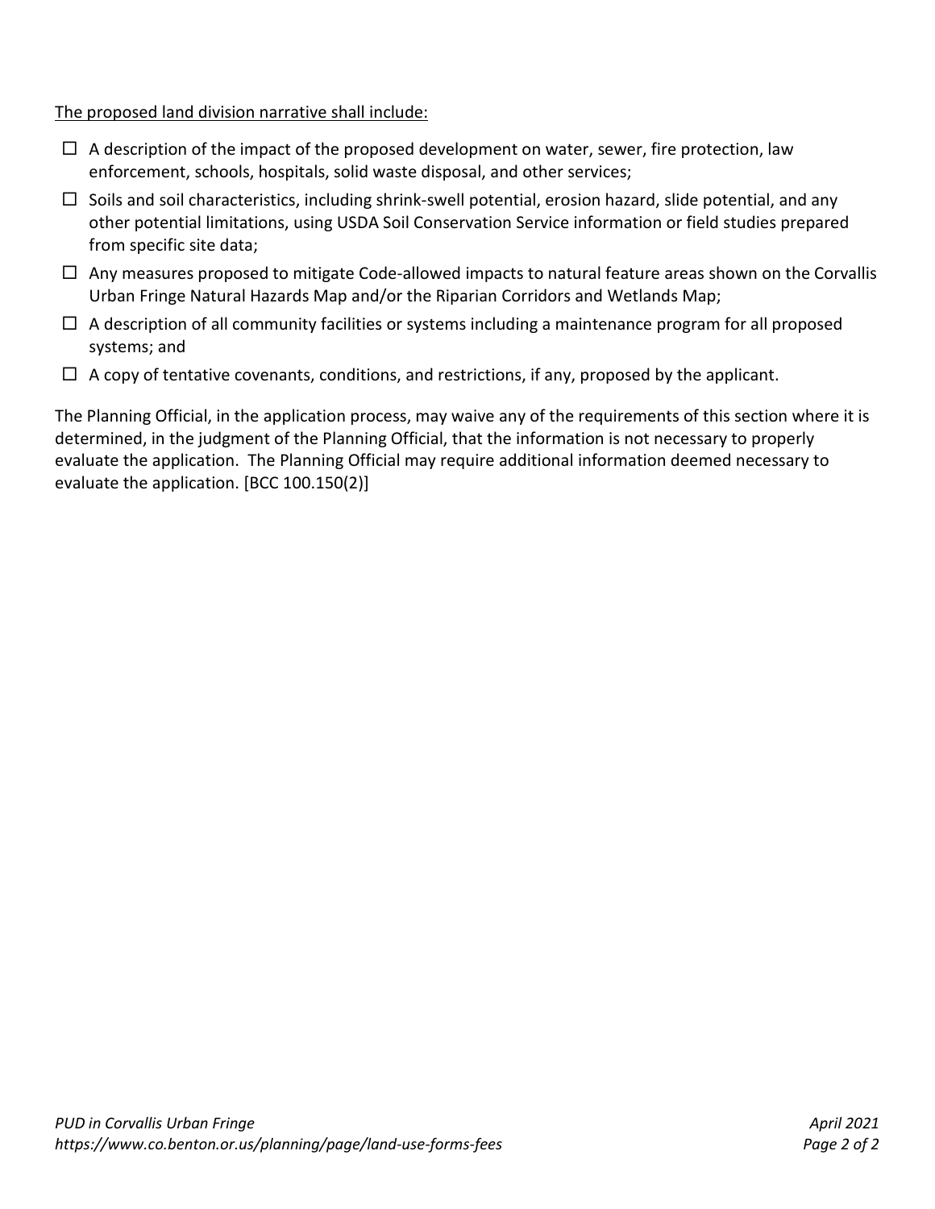<u>The proposed land division narrative shall include:</u>

- ☐ A description of the impact of the proposed development on water, sewer, fire protection, law enforcement, schools, hospitals, solid waste disposal, and other services;
- ☐ Soils and soil characteristics, including shrink-swell potential, erosion hazard, slide potential, and any other potential limitations, using USDA Soil Conservation Service information or field studies prepared from specific site data;
- ☐ Any measures proposed to mitigate Code-allowed impacts to natural feature areas shown on the Corvallis Urban Fringe Natural Hazards Map and/or the Riparian Corridors and Wetlands Map;
- ☐ A description of all community facilities or systems including a maintenance program for all proposed systems; and
- ☐ A copy of tentative covenants, conditions, and restrictions, if any, proposed by the applicant.

The Planning Official, in the application process, may waive any of the requirements of this section where it is determined, in the judgment of the Planning Official, that the information is not necessary to properly evaluate the application. The Planning Official may require additional information deemed necessary to evaluate the application. [BCC 100.150(2)]